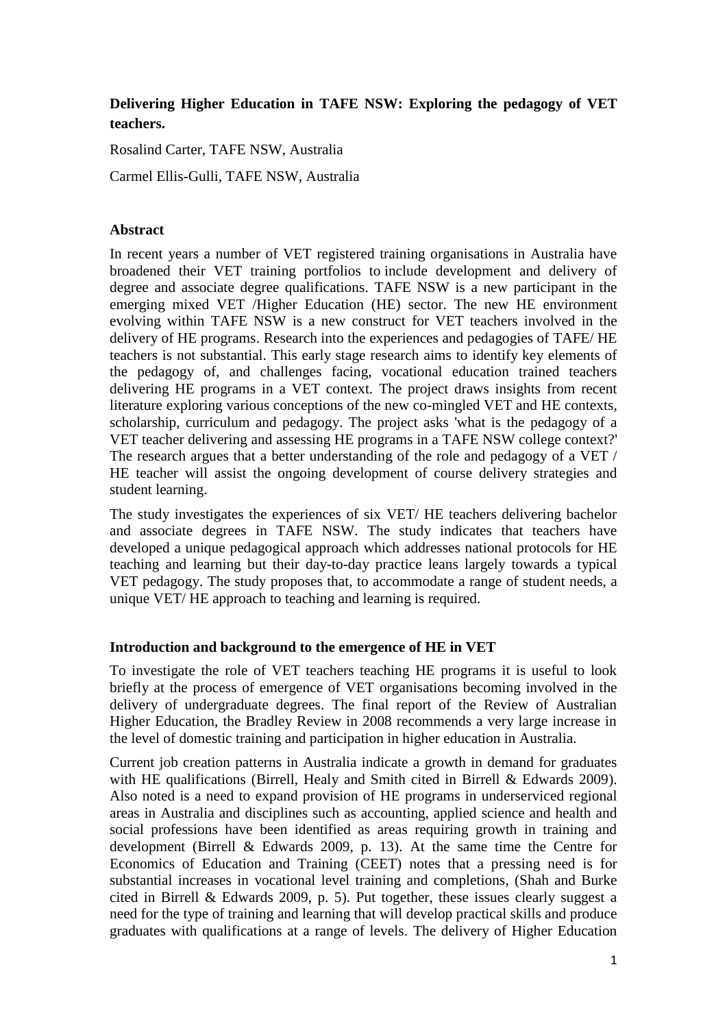**Delivering Higher Education in TAFE NSW: Exploring the pedagogy of VET teachers.**

Rosalind Carter, TAFE NSW, Australia

Carmel Ellis-Gulli, TAFE NSW, Australia

**Abstract**

In recent years a number of VET registered training organisations in Australia have broadened their VET training portfolios to include development and delivery of degree and associate degree qualifications. TAFE NSW is a new participant in the emerging mixed VET /Higher Education (HE) sector. The new HE environment evolving within TAFE NSW is a new construct for VET teachers involved in the delivery of HE programs. Research into the experiences and pedagogies of TAFE/ HE teachers is not substantial. This early stage research aims to identify key elements of the pedagogy of, and challenges facing, vocational education trained teachers delivering HE programs in a VET context. The project draws insights from recent literature exploring various conceptions of the new co-mingled VET and HE contexts, scholarship, curriculum and pedagogy. The project asks 'what is the pedagogy of a VET teacher delivering and assessing HE programs in a TAFE NSW college context?' The research argues that a better understanding of the role and pedagogy of a VET / HE teacher will assist the ongoing development of course delivery strategies and student learning.

The study investigates the experiences of six VET/ HE teachers delivering bachelor and associate degrees in TAFE NSW. The study indicates that teachers have developed a unique pedagogical approach which addresses national protocols for HE teaching and learning but their day-to-day practice leans largely towards a typical VET pedagogy. The study proposes that, to accommodate a range of student needs, a unique VET/ HE approach to teaching and learning is required.

**Introduction and background to the emergence of HE in VET**

To investigate the role of VET teachers teaching HE programs it is useful to look briefly at the process of emergence of VET organisations becoming involved in the delivery of undergraduate degrees. The final report of the Review of Australian Higher Education, the Bradley Review in 2008 recommends a very large increase in the level of domestic training and participation in higher education in Australia.

Current job creation patterns in Australia indicate a growth in demand for graduates with HE qualifications (Birrell, Healy and Smith cited in Birrell & Edwards 2009). Also noted is a need to expand provision of HE programs in underserviced regional areas in Australia and disciplines such as accounting, applied science and health and social professions have been identified as areas requiring growth in training and development (Birrell & Edwards 2009, p. 13). At the same time the Centre for Economics of Education and Training (CEET) notes that a pressing need is for substantial increases in vocational level training and completions, (Shah and Burke cited in Birrell & Edwards 2009, p. 5). Put together, these issues clearly suggest a need for the type of training and learning that will develop practical skills and produce graduates with qualifications at a range of levels. The delivery of Higher Education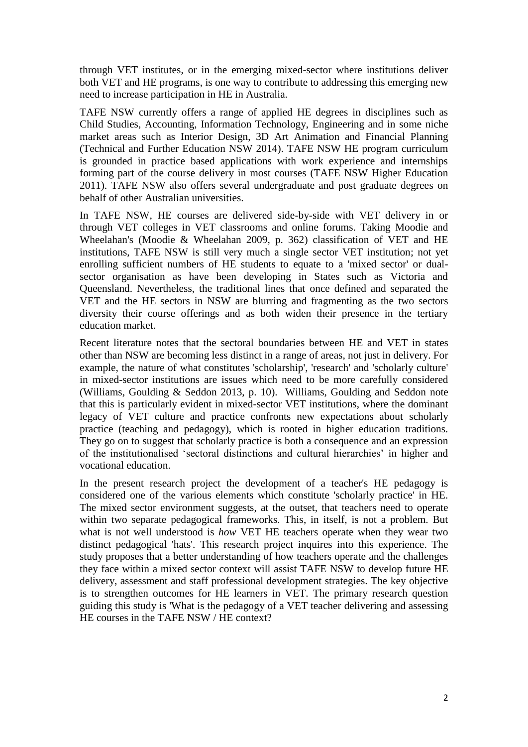through VET institutes, or in the emerging mixed-sector where institutions deliver both VET and HE programs, is one way to contribute to addressing this emerging new need to increase participation in HE in Australia.

TAFE NSW currently offers a range of applied HE degrees in disciplines such as Child Studies, Accounting, Information Technology, Engineering and in some niche market areas such as Interior Design, 3D Art Animation and Financial Planning (Technical and Further Education NSW 2014). TAFE NSW HE program curriculum is grounded in practice based applications with work experience and internships forming part of the course delivery in most courses (TAFE NSW Higher Education 2011). TAFE NSW also offers several undergraduate and post graduate degrees on behalf of other Australian universities.

In TAFE NSW, HE courses are delivered side-by-side with VET delivery in or through VET colleges in VET classrooms and online forums. Taking Moodie and Wheelahan's (Moodie & Wheelahan 2009, p. 362) classification of VET and HE institutions, TAFE NSW is still very much a single sector VET institution; not yet enrolling sufficient numbers of HE students to equate to a 'mixed sector' or dual-sector organisation as have been developing in States such as Victoria and Queensland. Nevertheless, the traditional lines that once defined and separated the VET and the HE sectors in NSW are blurring and fragmenting as the two sectors diversity their course offerings and as both widen their presence in the tertiary education market.

Recent literature notes that the sectoral boundaries between HE and VET in states other than NSW are becoming less distinct in a range of areas, not just in delivery. For example, the nature of what constitutes 'scholarship', 'research' and 'scholarly culture' in mixed-sector institutions are issues which need to be more carefully considered (Williams, Goulding & Seddon 2013, p. 10). Williams, Goulding and Seddon note that this is particularly evident in mixed-sector VET institutions, where the dominant legacy of VET culture and practice confronts new expectations about scholarly practice (teaching and pedagogy), which is rooted in higher education traditions. They go on to suggest that scholarly practice is both a consequence and an expression of the institutionalised 'sectoral distinctions and cultural hierarchies' in higher and vocational education.

In the present research project the development of a teacher's HE pedagogy is considered one of the various elements which constitute 'scholarly practice' in HE. The mixed sector environment suggests, at the outset, that teachers need to operate within two separate pedagogical frameworks. This, in itself, is not a problem. But what is not well understood is *how* VET HE teachers operate when they wear two distinct pedagogical 'hats'. This research project inquires into this experience. The study proposes that a better understanding of how teachers operate and the challenges they face within a mixed sector context will assist TAFE NSW to develop future HE delivery, assessment and staff professional development strategies. The key objective is to strengthen outcomes for HE learners in VET. The primary research question guiding this study is 'What is the pedagogy of a VET teacher delivering and assessing HE courses in the TAFE NSW / HE context?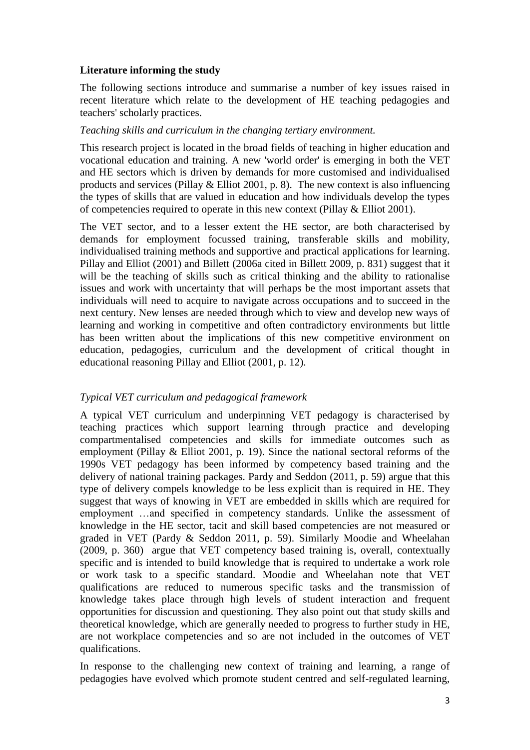## Literature informing the study

The following sections introduce and summarise a number of key issues raised in recent literature which relate to the development of HE teaching pedagogies and teachers' scholarly practices.

*Teaching skills and curriculum in the changing tertiary environment.*

This research project is located in the broad fields of teaching in higher education and vocational education and training. A new 'world order' is emerging in both the VET and HE sectors which is driven by demands for more customised and individualised products and services (Pillay & Elliot 2001, p. 8). The new context is also influencing the types of skills that are valued in education and how individuals develop the types of competencies required to operate in this new context (Pillay & Elliot 2001).

The VET sector, and to a lesser extent the HE sector, are both characterised by demands for employment focussed training, transferable skills and mobility, individualised training methods and supportive and practical applications for learning. Pillay and Elliot (2001) and Billett (2006a cited in Billett 2009, p. 831) suggest that it will be the teaching of skills such as critical thinking and the ability to rationalise issues and work with uncertainty that will perhaps be the most important assets that individuals will need to acquire to navigate across occupations and to succeed in the next century. New lenses are needed through which to view and develop new ways of learning and working in competitive and often contradictory environments but little has been written about the implications of this new competitive environment on education, pedagogies, curriculum and the development of critical thought in educational reasoning Pillay and Elliot (2001, p. 12).

*Typical VET curriculum and pedagogical framework*

A typical VET curriculum and underpinning VET pedagogy is characterised by teaching practices which support learning through practice and developing compartmentalised competencies and skills for immediate outcomes such as employment (Pillay & Elliot 2001, p. 19). Since the national sectoral reforms of the 1990s VET pedagogy has been informed by competency based training and the delivery of national training packages. Pardy and Seddon (2011, p. 59) argue that this type of delivery compels knowledge to be less explicit than is required in HE. They suggest that ways of knowing in VET are embedded in skills which are required for employment …and specified in competency standards. Unlike the assessment of knowledge in the HE sector, tacit and skill based competencies are not measured or graded in VET (Pardy & Seddon 2011, p. 59). Similarly Moodie and Wheelahan (2009, p. 360) argue that VET competency based training is, overall, contextually specific and is intended to build knowledge that is required to undertake a work role or work task to a specific standard. Moodie and Wheelahan note that VET qualifications are reduced to numerous specific tasks and the transmission of knowledge takes place through high levels of student interaction and frequent opportunities for discussion and questioning. They also point out that study skills and theoretical knowledge, which are generally needed to progress to further study in HE, are not workplace competencies and so are not included in the outcomes of VET qualifications.

In response to the challenging new context of training and learning, a range of pedagogies have evolved which promote student centred and self-regulated learning,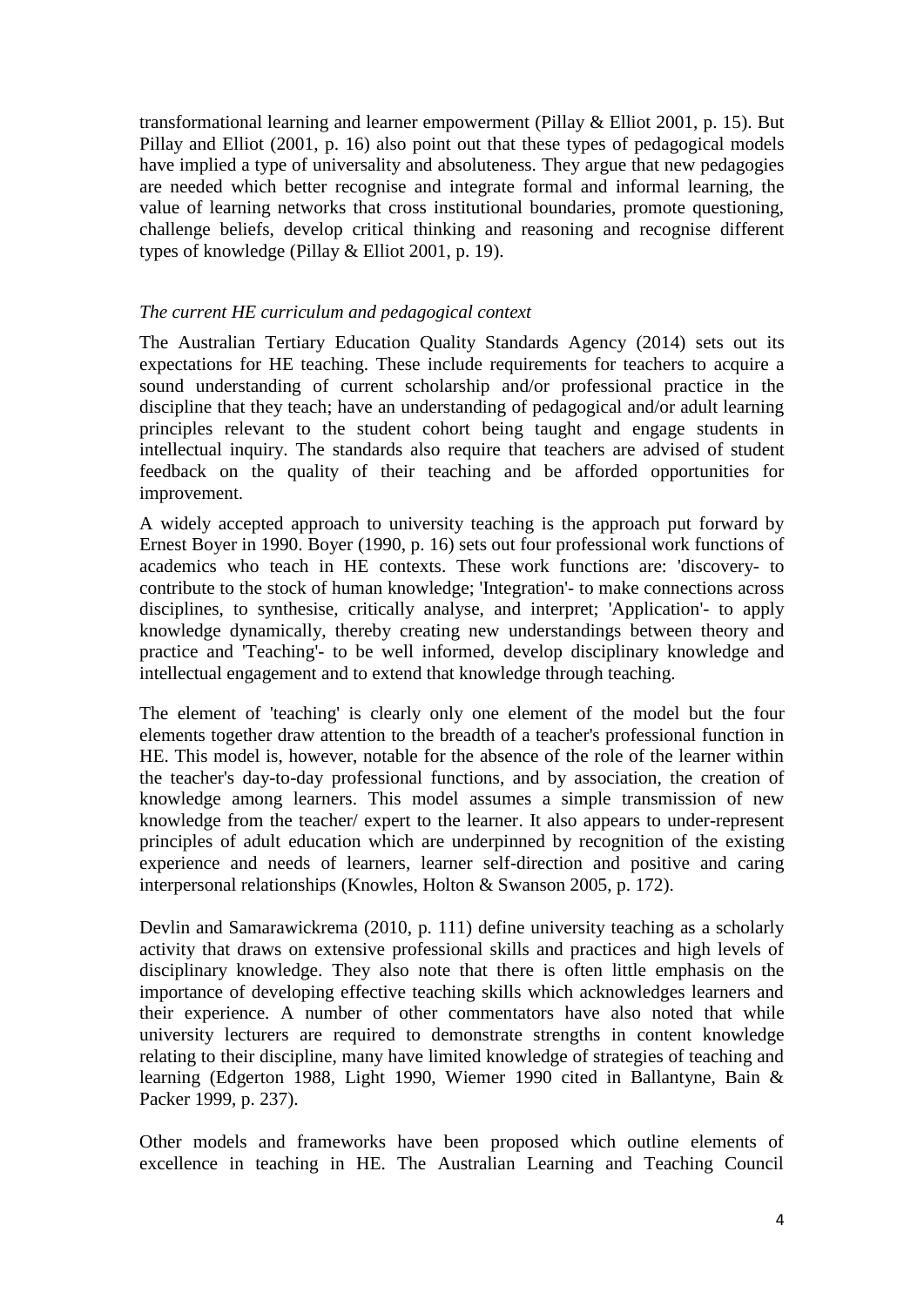transformational learning and learner empowerment (Pillay & Elliot 2001, p. 15). But Pillay and Elliot (2001, p. 16) also point out that these types of pedagogical models have implied a type of universality and absoluteness. They argue that new pedagogies are needed which better recognise and integrate formal and informal learning, the value of learning networks that cross institutional boundaries, promote questioning, challenge beliefs, develop critical thinking and reasoning and recognise different types of knowledge (Pillay & Elliot 2001, p. 19).

*The current HE curriculum and pedagogical context*

The Australian Tertiary Education Quality Standards Agency (2014) sets out its expectations for HE teaching. These include requirements for teachers to acquire a sound understanding of current scholarship and/or professional practice in the discipline that they teach; have an understanding of pedagogical and/or adult learning principles relevant to the student cohort being taught and engage students in intellectual inquiry. The standards also require that teachers are advised of student feedback on the quality of their teaching and be afforded opportunities for improvement.

A widely accepted approach to university teaching is the approach put forward by Ernest Boyer in 1990. Boyer (1990, p. 16) sets out four professional work functions of academics who teach in HE contexts. These work functions are: 'discovery- to contribute to the stock of human knowledge; 'Integration'- to make connections across disciplines, to synthesise, critically analyse, and interpret; 'Application'- to apply knowledge dynamically, thereby creating new understandings between theory and practice and 'Teaching'- to be well informed, develop disciplinary knowledge and intellectual engagement and to extend that knowledge through teaching.

The element of 'teaching' is clearly only one element of the model but the four elements together draw attention to the breadth of a teacher's professional function in HE. This model is, however, notable for the absence of the role of the learner within the teacher's day-to-day professional functions, and by association, the creation of knowledge among learners. This model assumes a simple transmission of new knowledge from the teacher/ expert to the learner. It also appears to under-represent principles of adult education which are underpinned by recognition of the existing experience and needs of learners, learner self-direction and positive and caring interpersonal relationships (Knowles, Holton & Swanson 2005, p. 172).

Devlin and Samarawickrema (2010, p. 111) define university teaching as a scholarly activity that draws on extensive professional skills and practices and high levels of disciplinary knowledge. They also note that there is often little emphasis on the importance of developing effective teaching skills which acknowledges learners and their experience. A number of other commentators have also noted that while university lecturers are required to demonstrate strengths in content knowledge relating to their discipline, many have limited knowledge of strategies of teaching and learning (Edgerton 1988, Light 1990, Wiemer 1990 cited in Ballantyne, Bain & Packer 1999, p. 237).

Other models and frameworks have been proposed which outline elements of excellence in teaching in HE. The Australian Learning and Teaching Council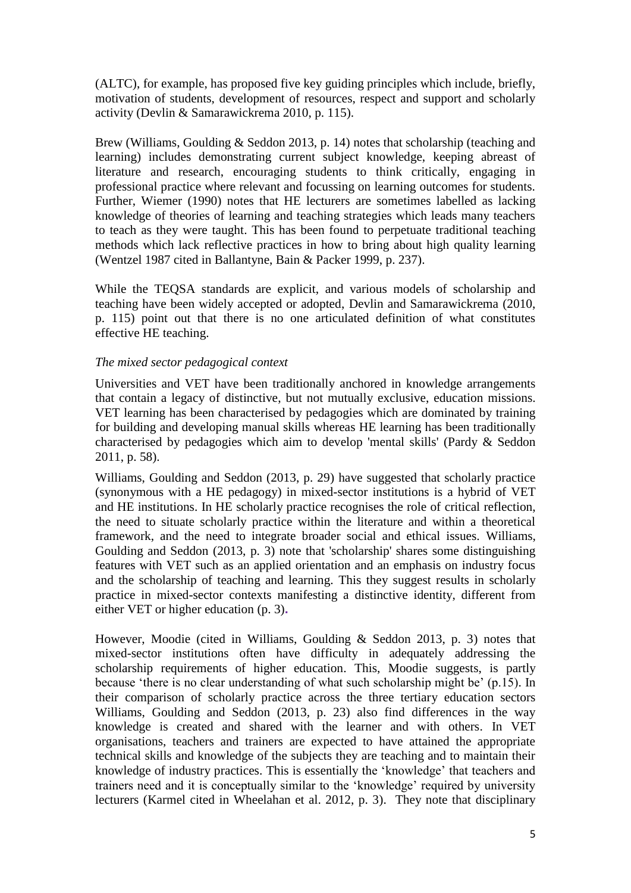(ALTC), for example, has proposed five key guiding principles which include, briefly, motivation of students, development of resources, respect and support and scholarly activity (Devlin & Samarawickrema 2010, p. 115).

Brew (Williams, Goulding & Seddon 2013, p. 14) notes that scholarship (teaching and learning) includes demonstrating current subject knowledge, keeping abreast of literature and research, encouraging students to think critically, engaging in professional practice where relevant and focussing on learning outcomes for students. Further, Wiemer (1990) notes that HE lecturers are sometimes labelled as lacking knowledge of theories of learning and teaching strategies which leads many teachers to teach as they were taught. This has been found to perpetuate traditional teaching methods which lack reflective practices in how to bring about high quality learning (Wentzel 1987 cited in Ballantyne, Bain & Packer 1999, p. 237).

While the TEQSA standards are explicit, and various models of scholarship and teaching have been widely accepted or adopted, Devlin and Samarawickrema (2010, p. 115) point out that there is no one articulated definition of what constitutes effective HE teaching.

*The mixed sector pedagogical context*

Universities and VET have been traditionally anchored in knowledge arrangements that contain a legacy of distinctive, but not mutually exclusive, education missions. VET learning has been characterised by pedagogies which are dominated by training for building and developing manual skills whereas HE learning has been traditionally characterised by pedagogies which aim to develop 'mental skills' (Pardy & Seddon 2011, p. 58).

Williams, Goulding and Seddon (2013, p. 29) have suggested that scholarly practice (synonymous with a HE pedagogy) in mixed-sector institutions is a hybrid of VET and HE institutions. In HE scholarly practice recognises the role of critical reflection, the need to situate scholarly practice within the literature and within a theoretical framework, and the need to integrate broader social and ethical issues. Williams, Goulding and Seddon (2013, p. 3) note that 'scholarship' shares some distinguishing features with VET such as an applied orientation and an emphasis on industry focus and the scholarship of teaching and learning. This they suggest results in scholarly practice in mixed-sector contexts manifesting a distinctive identity, different from either VET or higher education (p. 3).

However, Moodie (cited in Williams, Goulding & Seddon 2013, p. 3) notes that mixed-sector institutions often have difficulty in adequately addressing the scholarship requirements of higher education. This, Moodie suggests, is partly because 'there is no clear understanding of what such scholarship might be' (p.15). In their comparison of scholarly practice across the three tertiary education sectors Williams, Goulding and Seddon (2013, p. 23) also find differences in the way knowledge is created and shared with the learner and with others. In VET organisations, teachers and trainers are expected to have attained the appropriate technical skills and knowledge of the subjects they are teaching and to maintain their knowledge of industry practices. This is essentially the 'knowledge' that teachers and trainers need and it is conceptually similar to the 'knowledge' required by university lecturers (Karmel cited in Wheelahan et al. 2012, p. 3). They note that disciplinary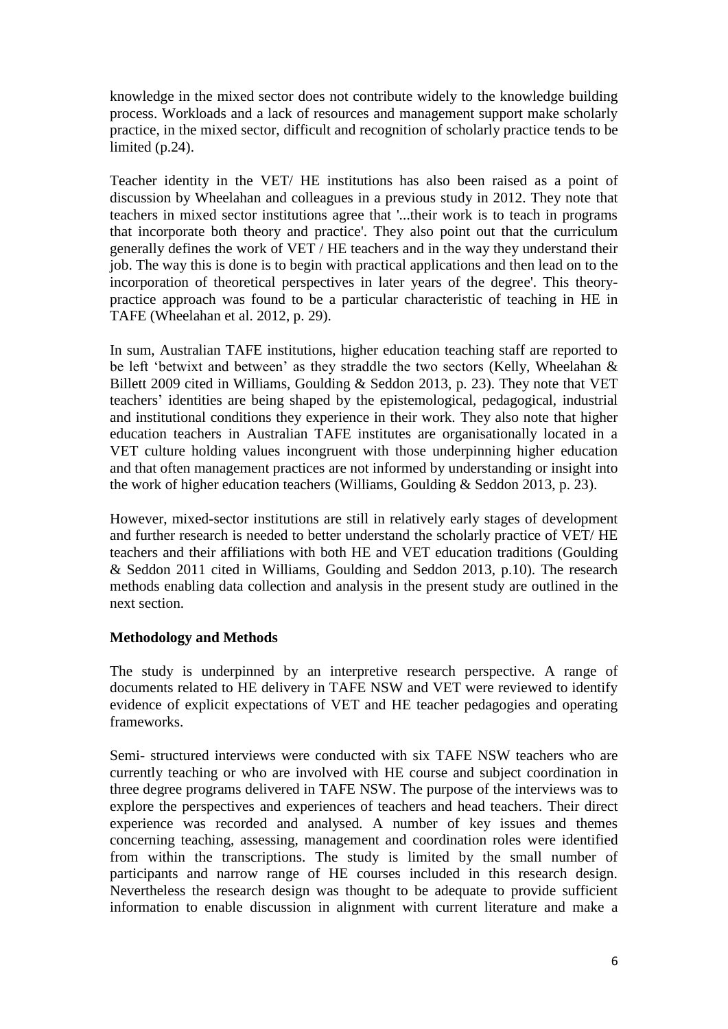knowledge in the mixed sector does not contribute widely to the knowledge building process. Workloads and a lack of resources and management support make scholarly practice, in the mixed sector, difficult and recognition of scholarly practice tends to be limited (p.24).

Teacher identity in the VET/ HE institutions has also been raised as a point of discussion by Wheelahan and colleagues in a previous study in 2012. They note that teachers in mixed sector institutions agree that '...their work is to teach in programs that incorporate both theory and practice'. They also point out that the curriculum generally defines the work of VET / HE teachers and in the way they understand their job. The way this is done is to begin with practical applications and then lead on to the incorporation of theoretical perspectives in later years of the degree'. This theory-practice approach was found to be a particular characteristic of teaching in HE in TAFE (Wheelahan et al. 2012, p. 29).

In sum, Australian TAFE institutions, higher education teaching staff are reported to be left 'betwixt and between' as they straddle the two sectors (Kelly, Wheelahan & Billett 2009 cited in Williams, Goulding & Seddon 2013, p. 23). They note that VET teachers' identities are being shaped by the epistemological, pedagogical, industrial and institutional conditions they experience in their work. They also note that higher education teachers in Australian TAFE institutes are organisationally located in a VET culture holding values incongruent with those underpinning higher education and that often management practices are not informed by understanding or insight into the work of higher education teachers (Williams, Goulding & Seddon 2013, p. 23).

However, mixed-sector institutions are still in relatively early stages of development and further research is needed to better understand the scholarly practice of VET/ HE teachers and their affiliations with both HE and VET education traditions (Goulding & Seddon 2011 cited in Williams, Goulding and Seddon 2013, p.10). The research methods enabling data collection and analysis in the present study are outlined in the next section.

**Methodology and Methods**

The study is underpinned by an interpretive research perspective. A range of documents related to HE delivery in TAFE NSW and VET were reviewed to identify evidence of explicit expectations of VET and HE teacher pedagogies and operating frameworks.

Semi- structured interviews were conducted with six TAFE NSW teachers who are currently teaching or who are involved with HE course and subject coordination in three degree programs delivered in TAFE NSW. The purpose of the interviews was to explore the perspectives and experiences of teachers and head teachers. Their direct experience was recorded and analysed. A number of key issues and themes concerning teaching, assessing, management and coordination roles were identified from within the transcriptions. The study is limited by the small number of participants and narrow range of HE courses included in this research design. Nevertheless the research design was thought to be adequate to provide sufficient information to enable discussion in alignment with current literature and make a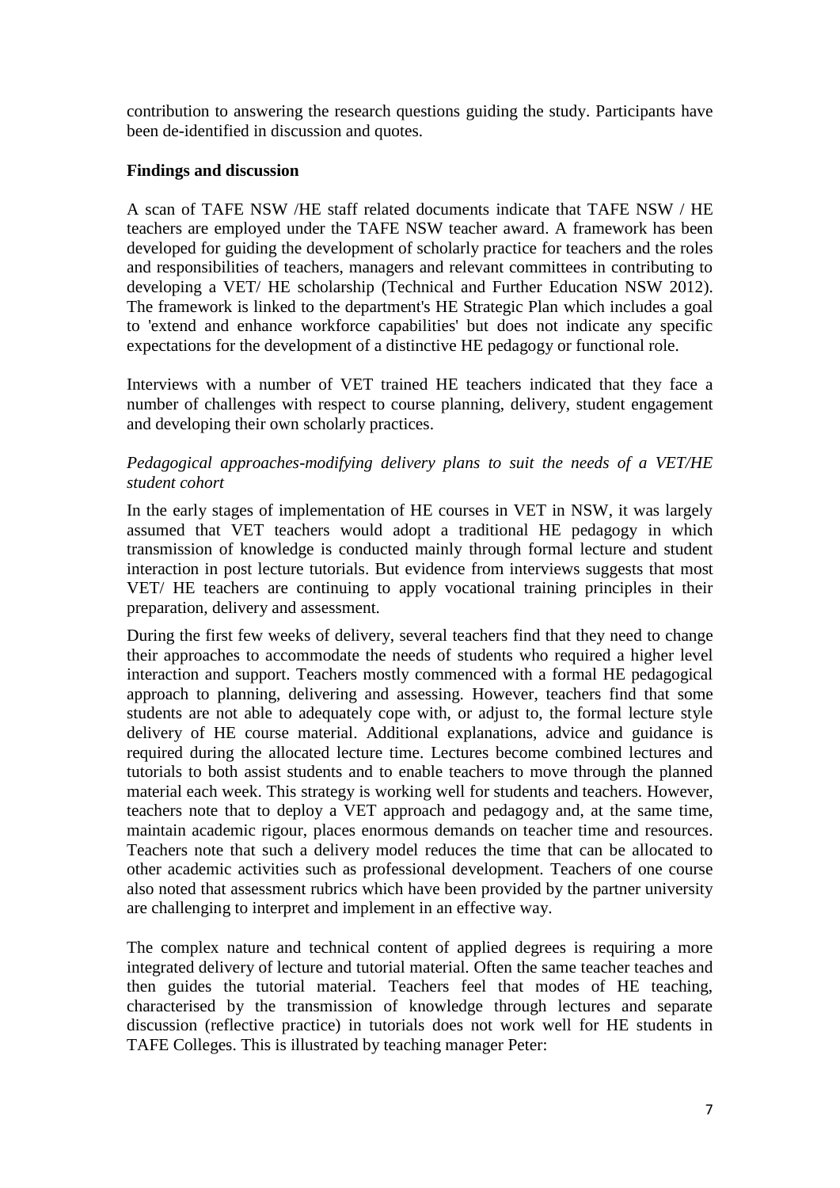contribution to answering the research questions guiding the study. Participants have been de-identified in discussion and quotes.

**Findings and discussion**

A scan of TAFE NSW /HE staff related documents indicate that TAFE NSW / HE teachers are employed under the TAFE NSW teacher award. A framework has been developed for guiding the development of scholarly practice for teachers and the roles and responsibilities of teachers, managers and relevant committees in contributing to developing a VET/ HE scholarship (Technical and Further Education NSW 2012). The framework is linked to the department's HE Strategic Plan which includes a goal to 'extend and enhance workforce capabilities' but does not indicate any specific expectations for the development of a distinctive HE pedagogy or functional role.

Interviews with a number of VET trained HE teachers indicated that they face a number of challenges with respect to course planning, delivery, student engagement and developing their own scholarly practices.

*Pedagogical approaches-modifying delivery plans to suit the needs of a VET/HE student cohort*

In the early stages of implementation of HE courses in VET in NSW, it was largely assumed that VET teachers would adopt a traditional HE pedagogy in which transmission of knowledge is conducted mainly through formal lecture and student interaction in post lecture tutorials. But evidence from interviews suggests that most VET/ HE teachers are continuing to apply vocational training principles in their preparation, delivery and assessment.

During the first few weeks of delivery, several teachers find that they need to change their approaches to accommodate the needs of students who required a higher level interaction and support. Teachers mostly commenced with a formal HE pedagogical approach to planning, delivering and assessing. However, teachers find that some students are not able to adequately cope with, or adjust to, the formal lecture style delivery of HE course material. Additional explanations, advice and guidance is required during the allocated lecture time. Lectures become combined lectures and tutorials to both assist students and to enable teachers to move through the planned material each week. This strategy is working well for students and teachers. However, teachers note that to deploy a VET approach and pedagogy and, at the same time, maintain academic rigour, places enormous demands on teacher time and resources. Teachers note that such a delivery model reduces the time that can be allocated to other academic activities such as professional development. Teachers of one course also noted that assessment rubrics which have been provided by the partner university are challenging to interpret and implement in an effective way.

The complex nature and technical content of applied degrees is requiring a more integrated delivery of lecture and tutorial material. Often the same teacher teaches and then guides the tutorial material. Teachers feel that modes of HE teaching, characterised by the transmission of knowledge through lectures and separate discussion (reflective practice) in tutorials does not work well for HE students in TAFE Colleges. This is illustrated by teaching manager Peter: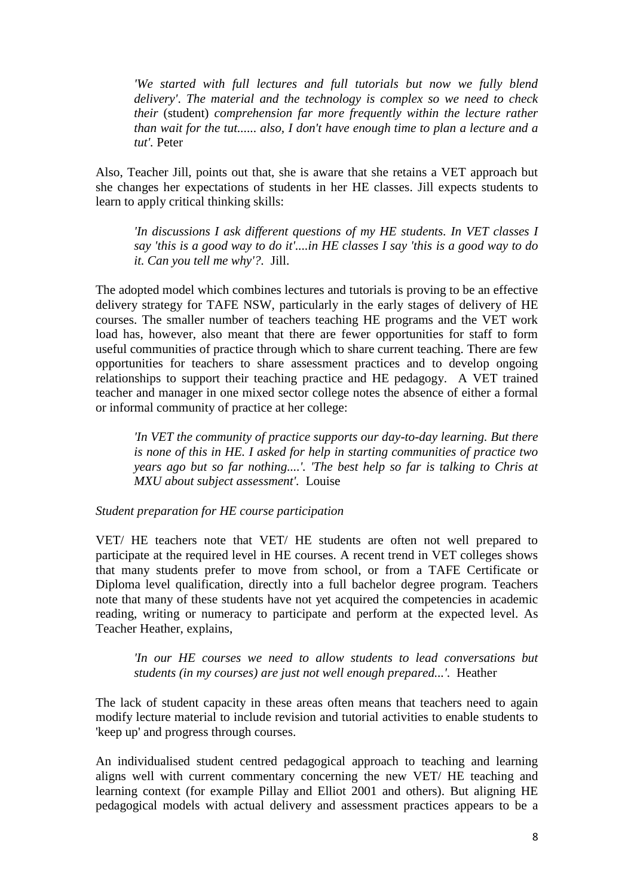*'We started with full lectures and full tutorials but now we fully blend delivery'. The material and the technology is complex so we need to check their* (student) *comprehension far more frequently within the lecture rather than wait for the tut...... also, I don't have enough time to plan a lecture and a tut'.* Peter

Also, Teacher Jill, points out that, she is aware that she retains a VET approach but she changes her expectations of students in her HE classes. Jill expects students to learn to apply critical thinking skills:

*'In discussions I ask different questions of my HE students. In VET classes I say 'this is a good way to do it'....in HE classes I say 'this is a good way to do it. Can you tell me why'?.* Jill.

The adopted model which combines lectures and tutorials is proving to be an effective delivery strategy for TAFE NSW, particularly in the early stages of delivery of HE courses. The smaller number of teachers teaching HE programs and the VET work load has, however, also meant that there are fewer opportunities for staff to form useful communities of practice through which to share current teaching. There are few opportunities for teachers to share assessment practices and to develop ongoing relationships to support their teaching practice and HE pedagogy. A VET trained teacher and manager in one mixed sector college notes the absence of either a formal or informal community of practice at her college:

*'In VET the community of practice supports our day-to-day learning. But there is none of this in HE. I asked for help in starting communities of practice two years ago but so far nothing....'. 'The best help so far is talking to Chris at MXU about subject assessment'.* Louise

*Student preparation for HE course participation*

VET/ HE teachers note that VET/ HE students are often not well prepared to participate at the required level in HE courses. A recent trend in VET colleges shows that many students prefer to move from school, or from a TAFE Certificate or Diploma level qualification, directly into a full bachelor degree program. Teachers note that many of these students have not yet acquired the competencies in academic reading, writing or numeracy to participate and perform at the expected level. As Teacher Heather, explains,

*'In our HE courses we need to allow students to lead conversations but students (in my courses) are just not well enough prepared...'.* Heather

The lack of student capacity in these areas often means that teachers need to again modify lecture material to include revision and tutorial activities to enable students to 'keep up' and progress through courses.

An individualised student centred pedagogical approach to teaching and learning aligns well with current commentary concerning the new VET/ HE teaching and learning context (for example Pillay and Elliot 2001 and others). But aligning HE pedagogical models with actual delivery and assessment practices appears to be a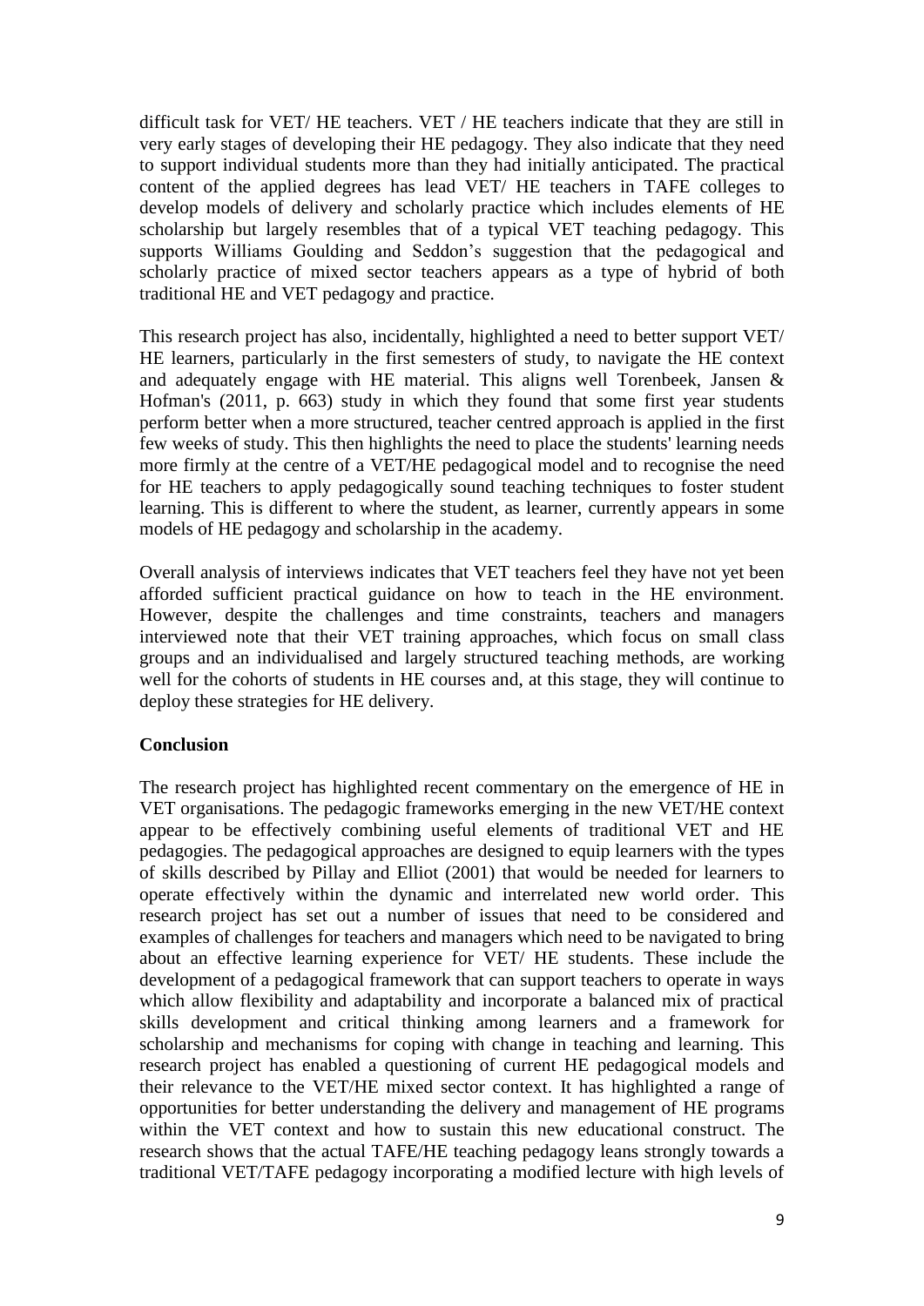difficult task for VET/ HE teachers. VET / HE teachers indicate that they are still in very early stages of developing their HE pedagogy. They also indicate that they need to support individual students more than they had initially anticipated. The practical content of the applied degrees has lead VET/ HE teachers in TAFE colleges to develop models of delivery and scholarly practice which includes elements of HE scholarship but largely resembles that of a typical VET teaching pedagogy. This supports Williams Goulding and Seddon's suggestion that the pedagogical and scholarly practice of mixed sector teachers appears as a type of hybrid of both traditional HE and VET pedagogy and practice.

This research project has also, incidentally, highlighted a need to better support VET/ HE learners, particularly in the first semesters of study, to navigate the HE context and adequately engage with HE material. This aligns well Torenbeek, Jansen & Hofman's (2011, p. 663) study in which they found that some first year students perform better when a more structured, teacher centred approach is applied in the first few weeks of study. This then highlights the need to place the students' learning needs more firmly at the centre of a VET/HE pedagogical model and to recognise the need for HE teachers to apply pedagogically sound teaching techniques to foster student learning. This is different to where the student, as learner, currently appears in some models of HE pedagogy and scholarship in the academy.

Overall analysis of interviews indicates that VET teachers feel they have not yet been afforded sufficient practical guidance on how to teach in the HE environment. However, despite the challenges and time constraints, teachers and managers interviewed note that their VET training approaches, which focus on small class groups and an individualised and largely structured teaching methods, are working well for the cohorts of students in HE courses and, at this stage, they will continue to deploy these strategies for HE delivery.

## Conclusion

The research project has highlighted recent commentary on the emergence of HE in VET organisations. The pedagogic frameworks emerging in the new VET/HE context appear to be effectively combining useful elements of traditional VET and HE pedagogies. The pedagogical approaches are designed to equip learners with the types of skills described by Pillay and Elliot (2001) that would be needed for learners to operate effectively within the dynamic and interrelated new world order. This research project has set out a number of issues that need to be considered and examples of challenges for teachers and managers which need to be navigated to bring about an effective learning experience for VET/ HE students. These include the development of a pedagogical framework that can support teachers to operate in ways which allow flexibility and adaptability and incorporate a balanced mix of practical skills development and critical thinking among learners and a framework for scholarship and mechanisms for coping with change in teaching and learning. This research project has enabled a questioning of current HE pedagogical models and their relevance to the VET/HE mixed sector context. It has highlighted a range of opportunities for better understanding the delivery and management of HE programs within the VET context and how to sustain this new educational construct. The research shows that the actual TAFE/HE teaching pedagogy leans strongly towards a traditional VET/TAFE pedagogy incorporating a modified lecture with high levels of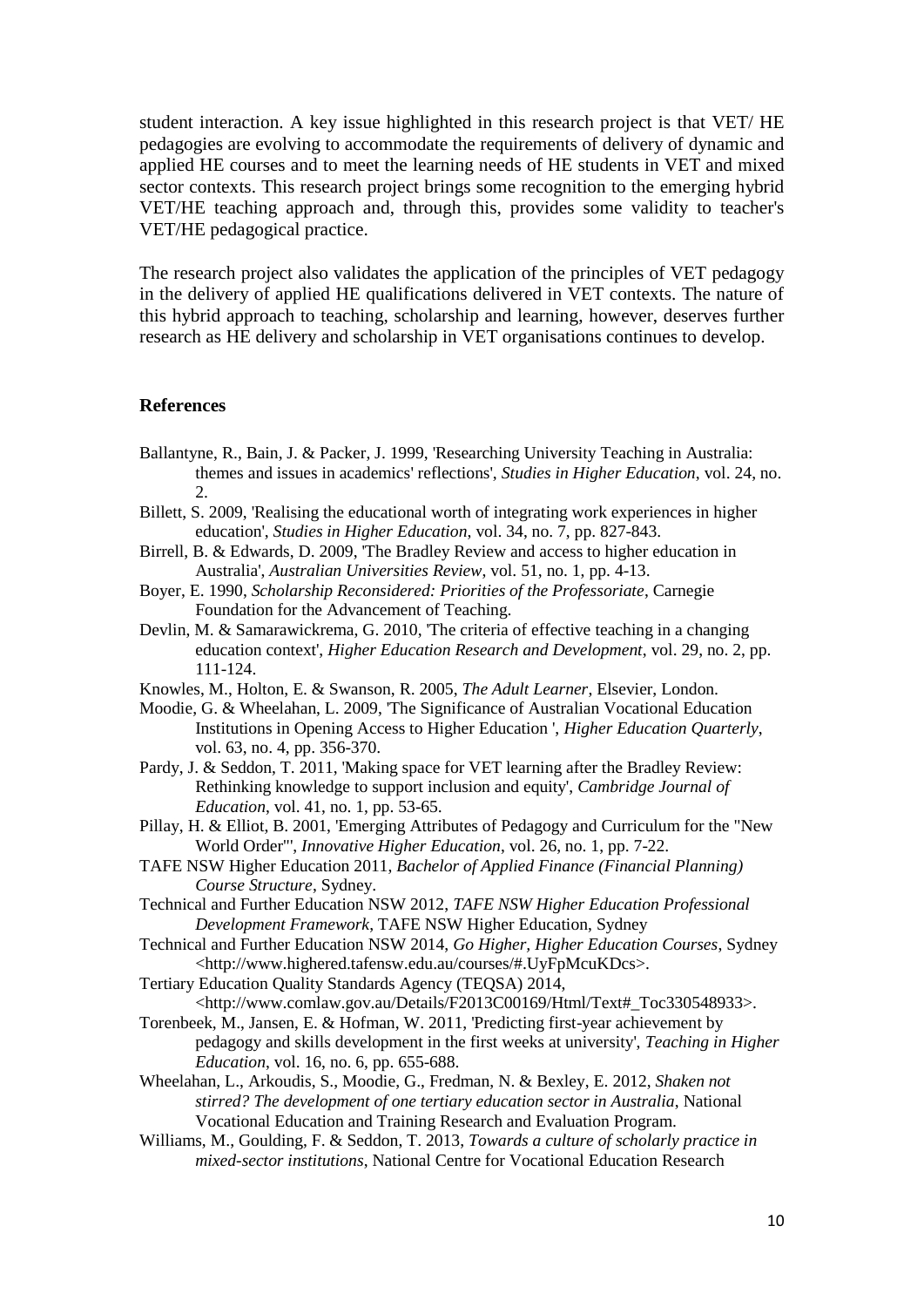student interaction. A key issue highlighted in this research project is that VET/ HE pedagogies are evolving to accommodate the requirements of delivery of dynamic and applied HE courses and to meet the learning needs of HE students in VET and mixed sector contexts. This research project brings some recognition to the emerging hybrid VET/HE teaching approach and, through this, provides some validity to teacher's VET/HE pedagogical practice.

The research project also validates the application of the principles of VET pedagogy in the delivery of applied HE qualifications delivered in VET contexts. The nature of this hybrid approach to teaching, scholarship and learning, however, deserves further research as HE delivery and scholarship in VET organisations continues to develop.

## References

Ballantyne, R., Bain, J. & Packer, J. 1999, 'Researching University Teaching in Australia: themes and issues in academics' reflections', *Studies in Higher Education*, vol. 24, no. 2.

Billett, S. 2009, 'Realising the educational worth of integrating work experiences in higher education', *Studies in Higher Education*, vol. 34, no. 7, pp. 827-843.

Birrell, B. & Edwards, D. 2009, 'The Bradley Review and access to higher education in Australia', *Australian Universities Review*, vol. 51, no. 1, pp. 4-13.

Boyer, E. 1990, *Scholarship Reconsidered: Priorities of the Professoriate*, Carnegie Foundation for the Advancement of Teaching.

Devlin, M. & Samarawickrema, G. 2010, 'The criteria of effective teaching in a changing education context', *Higher Education Research and Development*, vol. 29, no. 2, pp. 111-124.

Knowles, M., Holton, E. & Swanson, R. 2005, *The Adult Learner*, Elsevier, London.

Moodie, G. & Wheelahan, L. 2009, 'The Significance of Australian Vocational Education Institutions in Opening Access to Higher Education ', *Higher Education Quarterly*, vol. 63, no. 4, pp. 356-370.

Pardy, J. & Seddon, T. 2011, 'Making space for VET learning after the Bradley Review: Rethinking knowledge to support inclusion and equity', *Cambridge Journal of Education*, vol. 41, no. 1, pp. 53-65.

Pillay, H. & Elliot, B. 2001, 'Emerging Attributes of Pedagogy and Curriculum for the "New World Order"', *Innovative Higher Education*, vol. 26, no. 1, pp. 7-22.

TAFE NSW Higher Education 2011, *Bachelor of Applied Finance (Financial Planning) Course Structure*, Sydney.

Technical and Further Education NSW 2012, *TAFE NSW Higher Education Professional Development Framework*, TAFE NSW Higher Education, Sydney

Technical and Further Education NSW 2014, *Go Higher, Higher Education Courses*, Sydney <http://www.highered.tafensw.edu.au/courses/#.UyFpMcuKDcs>.

Tertiary Education Quality Standards Agency (TEQSA) 2014, <http://www.comlaw.gov.au/Details/F2013C00169/Html/Text#_Toc330548933>.

Torenbeek, M., Jansen, E. & Hofman, W. 2011, 'Predicting first-year achievement by pedagogy and skills development in the first weeks at university', *Teaching in Higher Education*, vol. 16, no. 6, pp. 655-688.

Wheelahan, L., Arkoudis, S., Moodie, G., Fredman, N. & Bexley, E. 2012, *Shaken not stirred? The development of one tertiary education sector in Australia*, National Vocational Education and Training Research and Evaluation Program.

Williams, M., Goulding, F. & Seddon, T. 2013, *Towards a culture of scholarly practice in mixed-sector institutions*, National Centre for Vocational Education Research